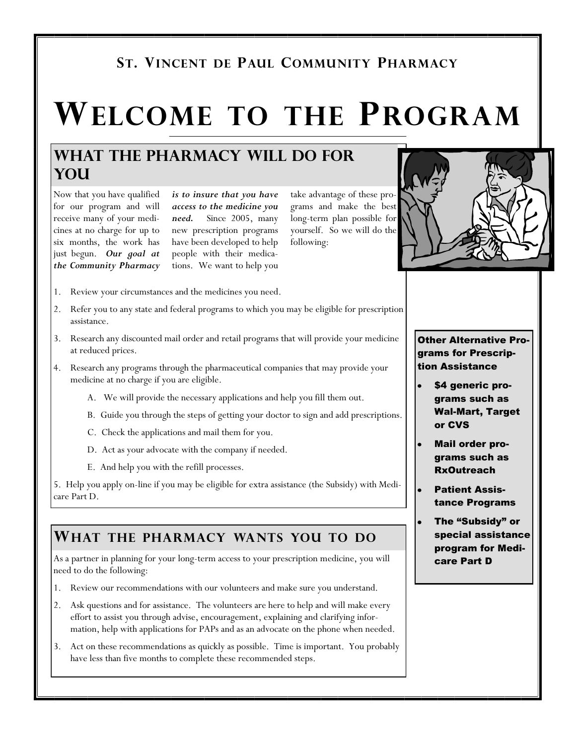St. Vincent de Paul Community Pharmacy

# Welcome to the Program

## What the Pharmacy Will Do For You

Now that you have qualified for our program and will receive many of your medicines at no charge for up to six months, the work has just begun. ***Our goal at the Community Pharmacy is to insure that you have access to the medicine you need.*** Since 2005, many new prescription programs have been developed to help people with their medications. We want to help you take advantage of these programs and make the best long-term plan possible for yourself. So we will do the following:

1. Review your circumstances and the medicines you need.
2. Refer you to any state and federal programs to which you may be eligible for prescription assistance.
3. Research any discounted mail order and retail programs that will provide your medicine at reduced prices.
4. Research any programs through the pharmaceutical companies that may provide your medicine at no charge if you are eligible.
   - A. We will provide the necessary applications and help you fill them out.
   - B. Guide you through the steps of getting your doctor to sign and add prescriptions.
   - C. Check the applications and mail them for you.
   - D. Act as your advocate with the company if needed.
   - E. And help you with the refill processes.
5. Help you apply on-line if you may be eligible for extra assistance (the Subsidy) with Medicare Part D.

**Other Alternative Programs for Prescription Assistance**

- **$4 generic programs such as Wal-Mart, Target or CVS**
- **Mail order programs such as RxOutreach**
- **Patient Assistance Programs**
- **The "Subsidy" or special assistance program for Medicare Part D**

## What the Pharmacy Wants You to Do

As a partner in planning for your long-term access to your prescription medicine, you will need to do the following:

1. Review our recommendations with our volunteers and make sure you understand.
2. Ask questions and for assistance. The volunteers are here to help and will make every effort to assist you through advise, encouragement, explaining and clarifying information, help with applications for PAPs and as an advocate on the phone when needed.
3. Act on these recommendations as quickly as possible. Time is important. You probably have less than five months to complete these recommended steps.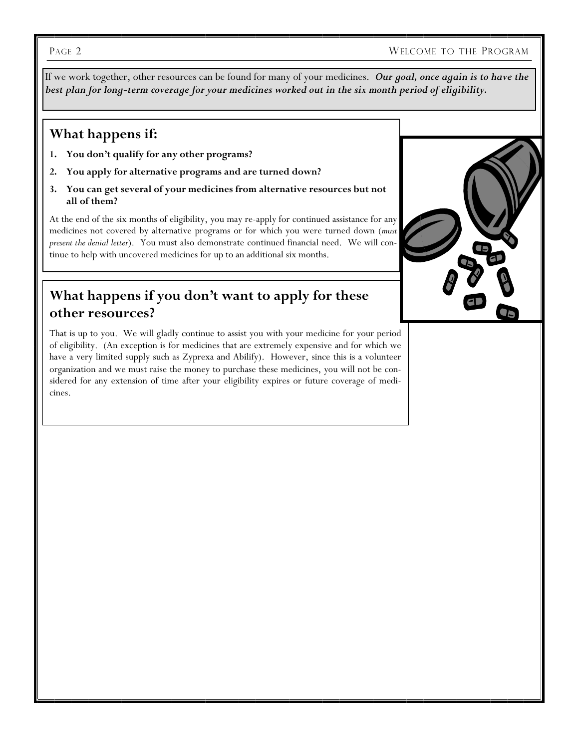If we work together, other resources can be found for many of your medicines. ***Our goal, once again is to have the best plan for long-term coverage for your medicines worked out in the six month period of eligibility.***

## What happens if:

1. **You don't qualify for any other programs?**
2. **You apply for alternative programs and are turned down?**
3. **You can get several of your medicines from alternative resources but not all of them?**

At the end of the six months of eligibility, you may re-apply for continued assistance for any medicines not covered by alternative programs or for which you were turned down (*must present the denial letter*). You must also demonstrate continued financial need. We will continue to help with uncovered medicines for up to an additional six months.

## What happens if you don't want to apply for these other resources?

That is up to you. We will gladly continue to assist you with your medicine for your period of eligibility. (An exception is for medicines that are extremely expensive and for which we have a very limited supply such as Zyprexa and Abilify). However, since this is a volunteer organization and we must raise the money to purchase these medicines, you will not be considered for any extension of time after your eligibility expires or future coverage of medicines.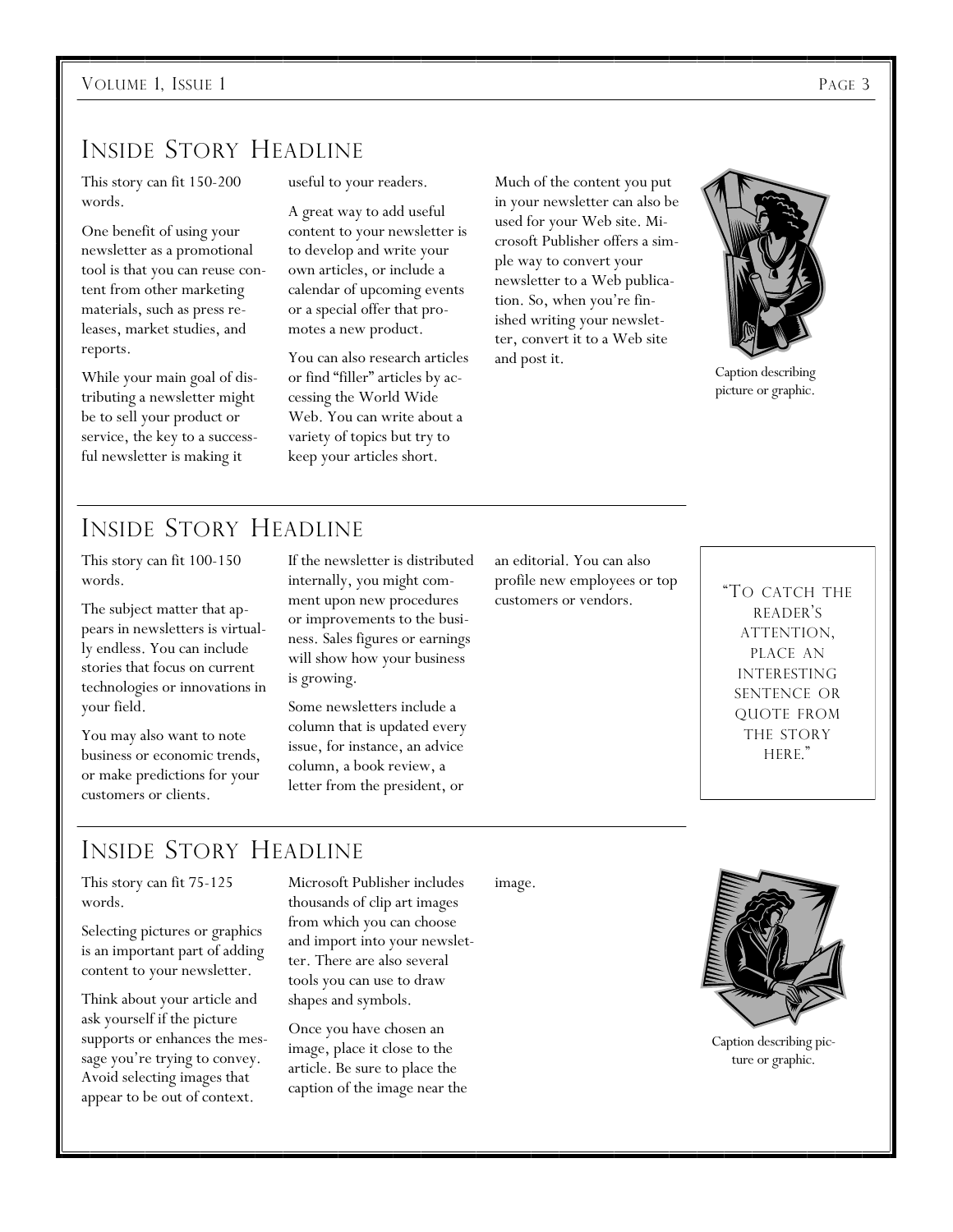## Inside Story Headline

This story can fit 150-200 words.

One benefit of using your newsletter as a promotional tool is that you can reuse content from other marketing materials, such as press releases, market studies, and reports.

While your main goal of distributing a newsletter might be to sell your product or service, the key to a successful newsletter is making it useful to your readers.

A great way to add useful content to your newsletter is to develop and write your own articles, or include a calendar of upcoming events or a special offer that promotes a new product.

You can also research articles or find "filler" articles by accessing the World Wide Web. You can write about a variety of topics but try to keep your articles short.

Much of the content you put in your newsletter can also be used for your Web site. Microsoft Publisher offers a simple way to convert your newsletter to a Web publication. So, when you're finished writing your newsletter, convert it to a Web site and post it.

Caption describing picture or graphic.

## Inside Story Headline

This story can fit 100-150 words.

The subject matter that appears in newsletters is virtually endless. You can include stories that focus on current technologies or innovations in your field.

You may also want to note business or economic trends, or make predictions for your customers or clients.

If the newsletter is distributed internally, you might comment upon new procedures or improvements to the business. Sales figures or earnings will show how your business is growing.

Some newsletters include a column that is updated every issue, for instance, an advice column, a book review, a letter from the president, or an editorial. You can also profile new employees or top customers or vendors.

"To catch the reader's attention, place an interesting sentence or quote from the story here."

## Inside Story Headline

This story can fit 75-125 words.

Selecting pictures or graphics is an important part of adding content to your newsletter.

Think about your article and ask yourself if the picture supports or enhances the message you're trying to convey. Avoid selecting images that appear to be out of context.

Microsoft Publisher includes thousands of clip art images from which you can choose and import into your newsletter. There are also several tools you can use to draw shapes and symbols.

Once you have chosen an image, place it close to the article. Be sure to place the caption of the image near the image.

Caption describing picture or graphic.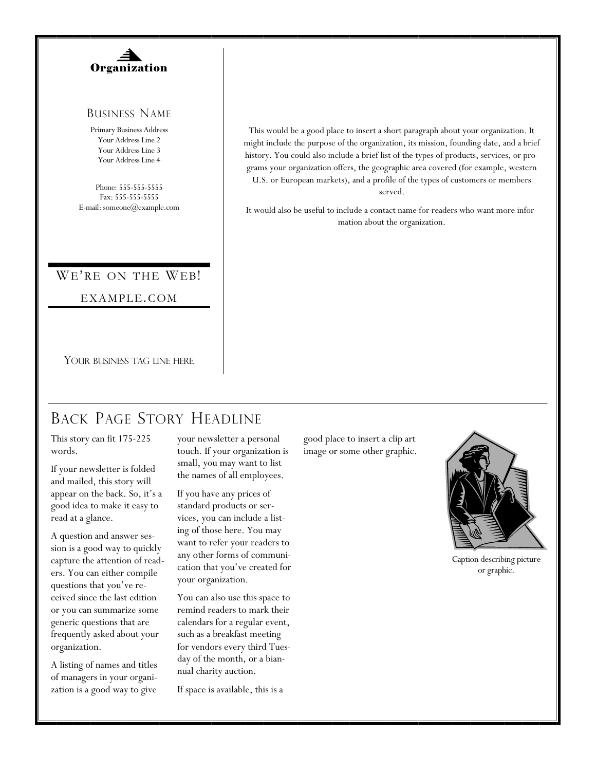**Organization**

Business Name

Primary Business Address
Your Address Line 2
Your Address Line 3
Your Address Line 4

Phone: 555-555-5555
Fax: 555-555-5555
E-mail: someone@example.com

We're on the Web!

example.com

Your business tag line here.

This would be a good place to insert a short paragraph about your organization. It might include the purpose of the organization, its mission, founding date, and a brief history. You could also include a brief list of the types of products, services, or programs your organization offers, the geographic area covered (for example, western U.S. or European markets), and a profile of the types of customers or members served.

It would also be useful to include a contact name for readers who want more information about the organization.

## Back Page Story Headline

This story can fit 175-225 words.

If your newsletter is folded and mailed, this story will appear on the back. So, it's a good idea to make it easy to read at a glance.

A question and answer session is a good way to quickly capture the attention of readers. You can either compile questions that you've received since the last edition or you can summarize some generic questions that are frequently asked about your organization.

A listing of names and titles of managers in your organization is a good way to give your newsletter a personal touch. If your organization is small, you may want to list the names of all employees.

If you have any prices of standard products or services, you can include a listing of those here. You may want to refer your readers to any other forms of communication that you've created for your organization.

You can also use this space to remind readers to mark their calendars for a regular event, such as a breakfast meeting for vendors every third Tuesday of the month, or a biannual charity auction.

If space is available, this is a good place to insert a clip art image or some other graphic.

Caption describing picture or graphic.